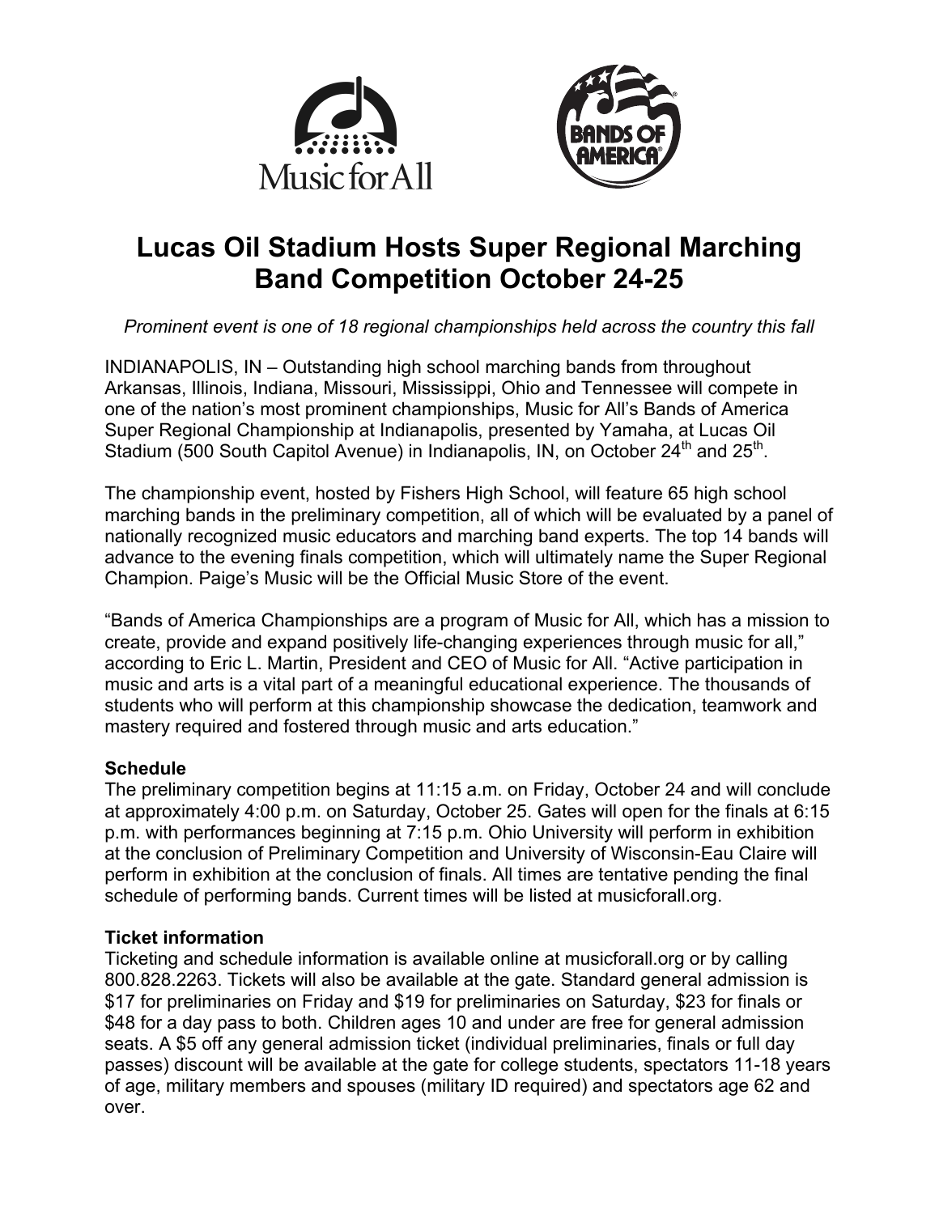# Lucas Oil Stadium Hosts Super Regional Marching Band Competition October 24-25

*Prominent event is one of 18 regional championships held across the country this fall*

INDIANAPOLIS, IN – Outstanding high school marching bands from throughout Arkansas, Illinois, Indiana, Missouri, Mississippi, Ohio and Tennessee will compete in one of the nation's most prominent championships, Music for All's Bands of America Super Regional Championship at Indianapolis, presented by Yamaha, at Lucas Oil Stadium (500 South Capitol Avenue) in Indianapolis, IN, on October 24th and 25th.

The championship event, hosted by Fishers High School, will feature 65 high school marching bands in the preliminary competition, all of which will be evaluated by a panel of nationally recognized music educators and marching band experts. The top 14 bands will advance to the evening finals competition, which will ultimately name the Super Regional Champion. Paige's Music will be the Official Music Store of the event.

"Bands of America Championships are a program of Music for All, which has a mission to create, provide and expand positively life-changing experiences through music for all," according to Eric L. Martin, President and CEO of Music for All. "Active participation in music and arts is a vital part of a meaningful educational experience. The thousands of students who will perform at this championship showcase the dedication, teamwork and mastery required and fostered through music and arts education."

**Schedule**

The preliminary competition begins at 11:15 a.m. on Friday, October 24 and will conclude at approximately 4:00 p.m. on Saturday, October 25. Gates will open for the finals at 6:15 p.m. with performances beginning at 7:15 p.m. Ohio University will perform in exhibition at the conclusion of Preliminary Competition and University of Wisconsin-Eau Claire will perform in exhibition at the conclusion of finals. All times are tentative pending the final schedule of performing bands. Current times will be listed at musicforall.org.

**Ticket information**

Ticketing and schedule information is available online at musicforall.org or by calling 800.828.2263. Tickets will also be available at the gate. Standard general admission is $17 for preliminaries on Friday and $19 for preliminaries on Saturday, $23 for finals or $48 for a day pass to both. Children ages 10 and under are free for general admission seats. A $5 off any general admission ticket (individual preliminaries, finals or full day passes) discount will be available at the gate for college students, spectators 11-18 years of age, military members and spouses (military ID required) and spectators age 62 and over.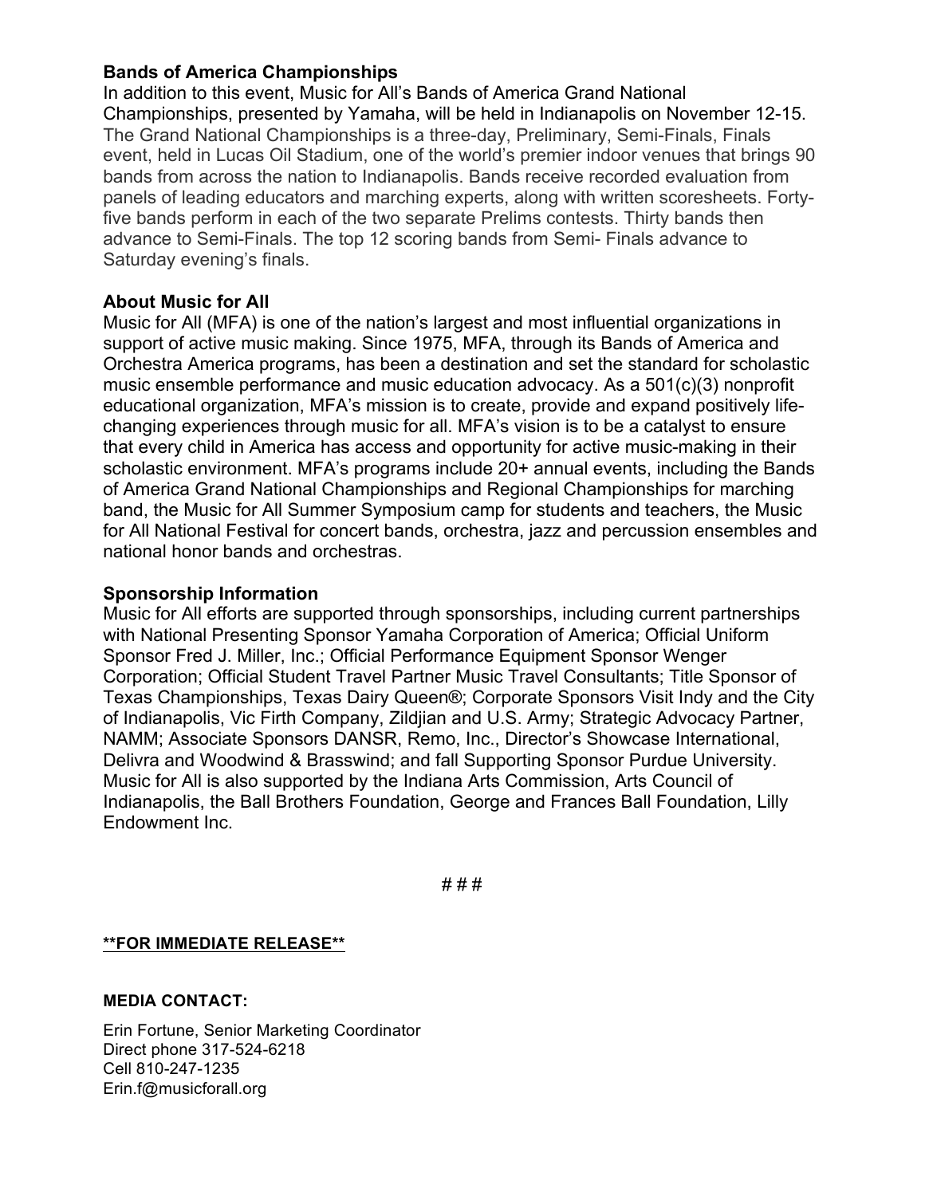**Bands of America Championships**
In addition to this event, Music for All's Bands of America Grand National Championships, presented by Yamaha, will be held in Indianapolis on November 12-15. The Grand National Championships is a three-day, Preliminary, Semi-Finals, Finals event, held in Lucas Oil Stadium, one of the world's premier indoor venues that brings 90 bands from across the nation to Indianapolis. Bands receive recorded evaluation from panels of leading educators and marching experts, along with written scoresheets. Forty-five bands perform in each of the two separate Prelims contests. Thirty bands then advance to Semi-Finals. The top 12 scoring bands from Semi- Finals advance to Saturday evening's finals.

**About Music for All**
Music for All (MFA) is one of the nation's largest and most influential organizations in support of active music making. Since 1975, MFA, through its Bands of America and Orchestra America programs, has been a destination and set the standard for scholastic music ensemble performance and music education advocacy. As a 501(c)(3) nonprofit educational organization, MFA's mission is to create, provide and expand positively life-changing experiences through music for all. MFA's vision is to be a catalyst to ensure that every child in America has access and opportunity for active music-making in their scholastic environment. MFA's programs include 20+ annual events, including the Bands of America Grand National Championships and Regional Championships for marching band, the Music for All Summer Symposium camp for students and teachers, the Music for All National Festival for concert bands, orchestra, jazz and percussion ensembles and national honor bands and orchestras.

**Sponsorship Information**
Music for All efforts are supported through sponsorships, including current partnerships with National Presenting Sponsor Yamaha Corporation of America; Official Uniform Sponsor Fred J. Miller, Inc.; Official Performance Equipment Sponsor Wenger Corporation; Official Student Travel Partner Music Travel Consultants; Title Sponsor of Texas Championships, Texas Dairy Queen®; Corporate Sponsors Visit Indy and the City of Indianapolis, Vic Firth Company, Zildjian and U.S. Army; Strategic Advocacy Partner, NAMM; Associate Sponsors DANSR, Remo, Inc., Director's Showcase International, Delivra and Woodwind & Brasswind; and fall Supporting Sponsor Purdue University. Music for All is also supported by the Indiana Arts Commission, Arts Council of Indianapolis, the Ball Brothers Foundation, George and Frances Ball Foundation, Lilly Endowment Inc.

# # #

**<u>**FOR IMMEDIATE RELEASE**</u>**

**MEDIA CONTACT:**

Erin Fortune, Senior Marketing Coordinator
Direct phone 317-524-6218
Cell 810-247-1235
Erin.f@musicforall.org